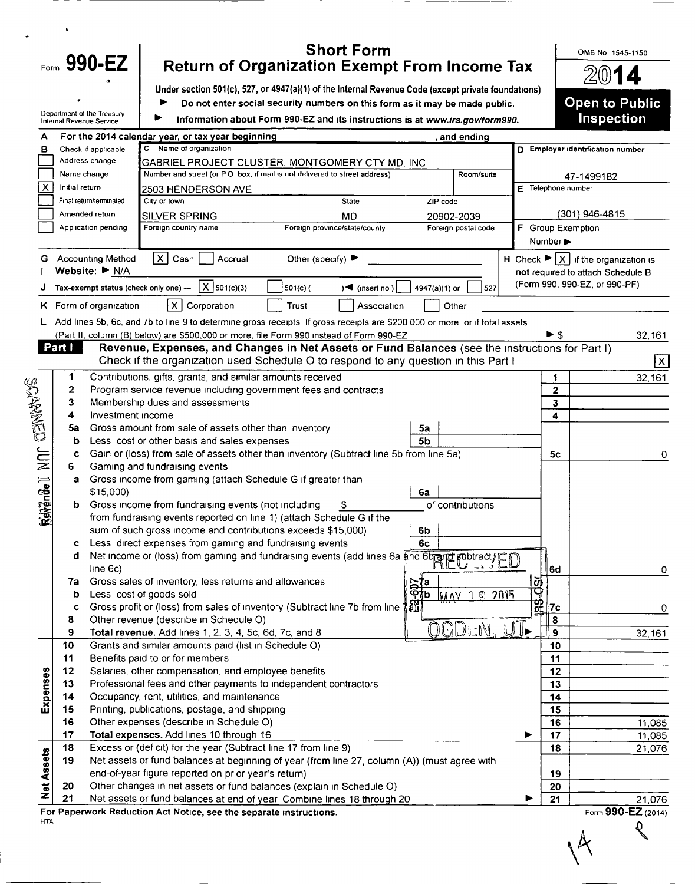# Form 990-EZ

## Short Form Return of Organization Exempt From Income Tax

Under section 501(c), 527, or 4947(a)(1) of the Internal Revenue Code (except private foundations)

▶ Do not enter social security numbers on this form as it may be made public.

▶ Information about Form 990-EZ and its instructions is at www.irs.gov/form990.

Department of the Treasury Internal Revenue Service

OMB No 1545-1150

**2014**

**Open to Public Inspection**

**A** For the 2014 calendar year, or tax year beginning , and ending

**B** Check if applicable:
- [ ] Address change
- [ ] Name change
- [X] Initial return
- [ ] Final return/terminated
- [ ] Amended return
- [ ] Application pending

**C** Name of organization: GABRIEL PROJECT CLUSTER, MONTGOMERY CTY MD, INC

Number and street (or P O box, if mail is not delivered to street address): 2503 HENDERSON AVE | Room/suite:

City or town: SILVER SPRING | State: MD | ZIP code: 20902-2039

Foreign country name | Foreign province/state/county | Foreign postal code

**D** Employer identification number: 47-1499182

**E** Telephone number: (301) 946-4815

**F** Group Exemption Number ▶

**G** Accounting Method [X] Cash [ ] Accrual Other (specify) ▶

**H** Check ▶ [X] if the organization is not required to attach Schedule B (Form 990, 990-EZ, or 990-PF)

**I** Website: ▶ N/A

**J** Tax-exempt status (check only one) — [X] 501(c)(3) [ ] 501(c) ( ) ◀ (insert no ) [ ] 4947(a)(1) or [ ] 527

**K** Form of organization [X] Corporation [ ] Trust [ ] Association [ ] Other

**L** Add lines 5b, 6c, and 7b to line 9 to determine gross receipts If gross receipts are $200,000 or more, or if total assets (Part II, column (B) below) are $500,000 or more, file Form 990 instead of Form 990-EZ ▶ $ 32,161

## Part I Revenue, Expenses, and Changes in Net Assets or Fund Balances (see the instructions for Part I)

Check if the organization used Schedule O to respond to any question in this Part I [X]

| Section | Line | Description | Sub-line | Sub-amount | Line | Amount |
|---|---|---|---|---|---|---|
| Revenue | 1 | Contributions, gifts, grants, and similar amounts received | | | 1 | 32,161 |
| | 2 | Program service revenue including government fees and contracts | | | 2 | |
| | 3 | Membership dues and assessments | | | 3 | |
| | 4 | Investment income | | | 4 | |
| | 5a | Gross amount from sale of assets other than inventory | 5a | | | |
| | b | Less cost or other basis and sales expenses | 5b | | | |
| | c | Gain or (loss) from sale of assets other than inventory (Subtract line 5b from line 5a) | | | 5c | 0 |
| | 6 | Gaming and fundraising events | | | | |
| | a | Gross income from gaming (attach Schedule G if greater than $15,000) | 6a | | | |
| | b | Gross income from fundraising events (not including $ of contributions from fundraising events reported on line 1) (attach Schedule G if the sum of such gross income and contributions exceeds $15,000) | 6b | | | |
| | c | Less direct expenses from gaming and fundraising events | 6c | | | |
| | d | Net income or (loss) from gaming and fundraising events (add lines 6a and 6b and subtract line 6c) | | | 6d | 0 |
| | 7a | Gross sales of inventory, less returns and allowances | 7a | | | |
| | b | Less cost of goods sold | 7b | | | |
| | c | Gross profit or (loss) from sales of inventory (Subtract line 7b from line 7a) | | | 7c | 0 |
| | 8 | Other revenue (describe in Schedule O) | | | 8 | |
| | 9 | **Total revenue.** Add lines 1, 2, 3, 4, 5c, 6d, 7c, and 8 ▶ | | | 9 | 32,161 |
| Expenses | 10 | Grants and similar amounts paid (list in Schedule O) | | | 10 | |
| | 11 | Benefits paid to or for members | | | 11 | |
| | 12 | Salaries, other compensation, and employee benefits | | | 12 | |
| | 13 | Professional fees and other payments to independent contractors | | | 13 | |
| | 14 | Occupancy, rent, utilities, and maintenance | | | 14 | |
| | 15 | Printing, publications, postage, and shipping | | | 15 | |
| | 16 | Other expenses (describe in Schedule O) | | | 16 | 11,085 |
| | 17 | **Total expenses.** Add lines 10 through 16 ▶ | | | 17 | 11,085 |
| Net Assets | 18 | Excess or (deficit) for the year (Subtract line 17 from line 9) | | | 18 | 21,076 |
| | 19 | Net assets or fund balances at beginning of year (from line 27, column (A)) (must agree with end-of-year figure reported on prior year's return) | | | 19 | |
| | 20 | Other changes in net assets or fund balances (explain in Schedule O) | | | 20 | |
| | 21 | Net assets or fund balances at end of year Combine lines 18 through 20 ▶ | | | 21 | 21,076 |

RECEIVED MAY 19 2015 OGDEN, UT

For Paperwork Reduction Act Notice, see the separate instructions. HTA Form 990-EZ (2014)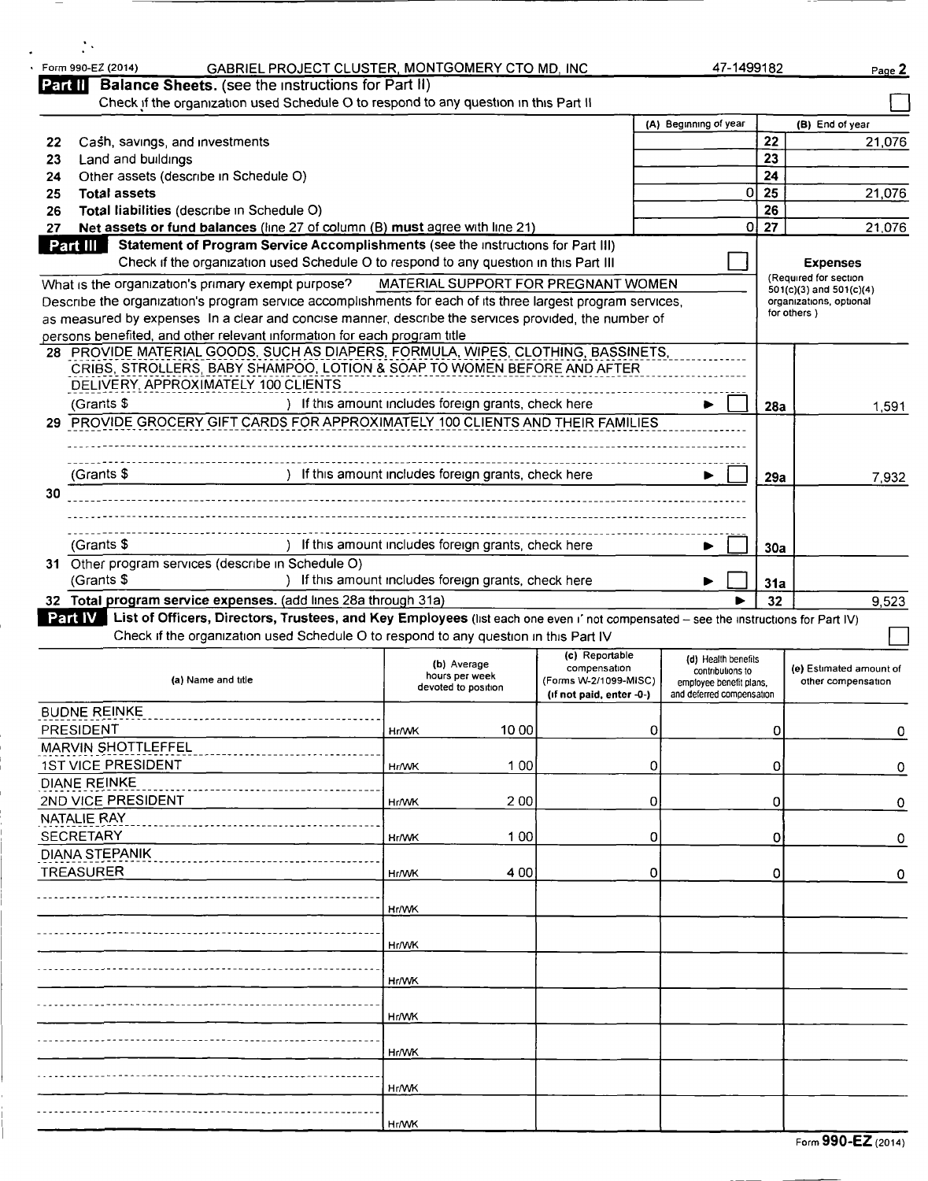Form 990-EZ (2014) GABRIEL PROJECT CLUSTER, MONTGOMERY CTO MD, INC 47-1499182 Page 2

## Part II Balance Sheets. (see the instructions for Part II)

Check if the organization used Schedule O to respond to any question in this Part II ☐

| | | (A) Beginning of year | | (B) End of year |
|---|---|---|---|---|
| 22 | Cash, savings, and investments | | 22 | 21,076 |
| 23 | Land and buildings | | 23 | |
| 24 | Other assets (describe in Schedule O) | | 24 | |
| 25 | **Total assets** | 0 | 25 | 21,076 |
| 26 | **Total liabilities** (describe in Schedule O) | | 26 | |
| 27 | **Net assets or fund balances** (line 27 of column (B) **must** agree with line 21) | 0 | 27 | 21,076 |

## Part III Statement of Program Service Accomplishments (see the instructions for Part III)

Check if the organization used Schedule O to respond to any question in this Part III ☐

**Expenses** (Required for section 501(c)(3) and 501(c)(4) organizations, optional for others.)

What is the organization's primary exempt purpose? MATERIAL SUPPORT FOR PREGNANT WOMEN

Describe the organization's program service accomplishments for each of its three largest program services, as measured by expenses In a clear and concise manner, describe the services provided, the number of persons benefited, and other relevant information for each program title

| | | | |
|---|---|---|---|
| 28 | PROVIDE MATERIAL GOODS, SUCH AS DIAPERS, FORMULA, WIPES, CLOTHING, BASSINETS, CRIBS, STROLLERS, BABY SHAMPOO, LOTION & SOAP TO WOMEN BEFORE AND AFTER DELIVERY, APPROXIMATELY 100 CLIENTS<br>(Grants $ ) If this amount includes foreign grants, check here ► ☐ | 28a | 1,591 |
| 29 | PROVIDE GROCERY GIFT CARDS FOR APPROXIMATELY 100 CLIENTS AND THEIR FAMILIES<br>(Grants $ ) If this amount includes foreign grants, check here ► ☐ | 29a | 7,932 |
| 30 | (Grants $ ) If this amount includes foreign grants, check here ► ☐ | 30a | |
| 31 | Other program services (describe in Schedule O)<br>(Grants $ ) If this amount includes foreign grants, check here ► ☐ | 31a | |
| 32 | **Total program service expenses.** (add lines 28a through 31a) ► | 32 | 9,523 |

## Part IV List of Officers, Directors, Trustees, and Key Employees (list each one even if not compensated – see the instructions for Part IV)

Check if the organization used Schedule O to respond to any question in this Part IV ☐

| (a) Name and title | (b) Average hours per week devoted to position | (c) Reportable compensation (Forms W-2/1099-MISC) (if not paid, enter -0-) | (d) Health benefits contributions to employee benefit plans, and deferred compensation | (e) Estimated amount of other compensation |
|---|---|---|---|---|
| BUDNE REINKE<br>PRESIDENT | Hr/WK 10 00 | 0 | 0 | 0 |
| MARVIN SHOTTLEFFEL<br>1ST VICE PRESIDENT | Hr/WK 1 00 | 0 | 0 | 0 |
| DIANE REINKE<br>2ND VICE PRESIDENT | Hr/WK 2 00 | 0 | 0 | 0 |
| NATALIE RAY<br>SECRETARY | Hr/WK 1 00 | 0 | 0 | 0 |
| DIANA STEPANIK<br>TREASURER | Hr/WK 4 00 | 0 | 0 | 0 |
| | Hr/WK | | | |
| | Hr/WK | | | |
| | Hr/WK | | | |
| | Hr/WK | | | |
| | Hr/WK | | | |
| | Hr/WK | | | |
| | Hr/WK | | | |

Form **990-EZ** (2014)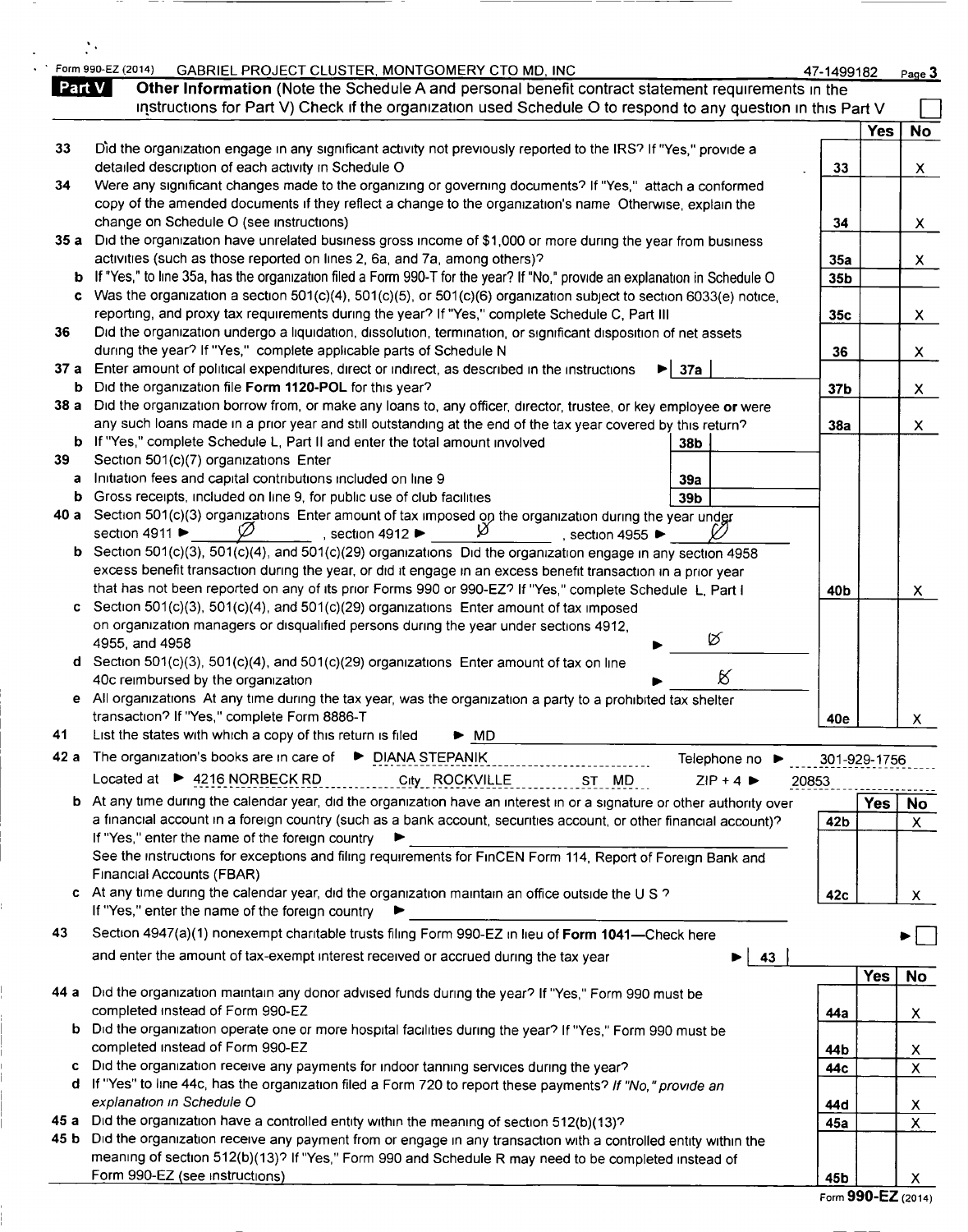Form 990-EZ (2014) GABRIEL PROJECT CLUSTER, MONTGOMERY CTO MD, INC 47-1499182

## Part V Other Information (Note the Schedule A and personal benefit contract statement requirements in the instructions for Part V) Check if the organization used Schedule O to respond to any question in this Part V ☐

| | | | Yes | No |
|---|---|---|---|---|
| 33 | Did the organization engage in any significant activity not previously reported to the IRS? If "Yes," provide a detailed description of each activity in Schedule O | 33 | | X |
| 34 | Were any significant changes made to the organizing or governing documents? If "Yes," attach a conformed copy of the amended documents if they reflect a change to the organization's name Otherwise, explain the change on Schedule O (see instructions) | 34 | | X |
| 35 a | Did the organization have unrelated business gross income of $1,000 or more during the year from business activities (such as those reported on lines 2, 6a, and 7a, among others)? | 35a | | X |
| b | If "Yes," to line 35a, has the organization filed a Form 990-T for the year? If "No," provide an explanation in Schedule O | 35b | | |
| c | Was the organization a section 501(c)(4), 501(c)(5), or 501(c)(6) organization subject to section 6033(e) notice, reporting, and proxy tax requirements during the year? If "Yes," complete Schedule C, Part III | 35c | | X |
| 36 | Did the organization undergo a liquidation, dissolution, termination, or significant disposition of net assets during the year? If "Yes," complete applicable parts of Schedule N | 36 | | X |
| 37 a | Enter amount of political expenditures, direct or indirect, as described in the instructions ► 37a | | | |
| b | Did the organization file Form 1120-POL for this year? | 37b | | X |
| 38 a | Did the organization borrow from, or make any loans to, any officer, director, trustee, or key employee or were any such loans made in a prior year and still outstanding at the end of the tax year covered by this return? | 38a | | X |
| b | If "Yes," complete Schedule L, Part II and enter the total amount involved 38b | | | |
| 39 | Section 501(c)(7) organizations Enter | | | |
| a | Initiation fees and capital contributions included on line 9 39a | | | |
| b | Gross receipts, included on line 9, for public use of club facilities 39b | | | |
| 40 a | Section 501(c)(3) organizations Enter amount of tax imposed on the organization during the year under section 4911 ► Ø , section 4912 ► Ø , section 4955 ► Ø | | | |
| b | Section 501(c)(3), 501(c)(4), and 501(c)(29) organizations Did the organization engage in any section 4958 excess benefit transaction during the year, or did it engage in an excess benefit transaction in a prior year that has not been reported on any of its prior Forms 990 or 990-EZ? If "Yes," complete Schedule L, Part I | 40b | | X |
| c | Section 501(c)(3), 501(c)(4), and 501(c)(29) organizations Enter amount of tax imposed on organization managers or disqualified persons during the year under sections 4912, 4955, and 4958 ► Ø | | | |
| d | Section 501(c)(3), 501(c)(4), and 501(c)(29) organizations Enter amount of tax on line 40c reimbursed by the organization ► Ø | | | |
| e | All organizations At any time during the tax year, was the organization a party to a prohibited tax shelter transaction? If "Yes," complete Form 8886-T | 40e | | X |
| 41 | List the states with which a copy of this return is filed ► MD | | | |
| 42 a | The organization's books are in care of ► DIANA STEPANIK Telephone no ► 301-929-1756<br>Located at ► 4216 NORBECK RD City ROCKVILLE ST MD ZIP + 4 ► 20853 | | | |
| b | At any time during the calendar year, did the organization have an interest in or a signature or other authority over a financial account in a foreign country (such as a bank account, securities account, or other financial account)? If "Yes," enter the name of the foreign country ►<br>See the instructions for exceptions and filing requirements for FinCEN Form 114, Report of Foreign Bank and Financial Accounts (FBAR) | 42b | | X |
| c | At any time during the calendar year, did the organization maintain an office outside the U S ? If "Yes," enter the name of the foreign country ► | 42c | | X |
| 43 | Section 4947(a)(1) nonexempt charitable trusts filing Form 990-EZ in lieu of Form 1041—Check here ► ☐ and enter the amount of tax-exempt interest received or accrued during the tax year ► 43 | | | |
| 44 a | Did the organization maintain any donor advised funds during the year? If "Yes," Form 990 must be completed instead of Form 990-EZ | 44a | | X |
| b | Did the organization operate one or more hospital facilities during the year? If "Yes," Form 990 must be completed instead of Form 990-EZ | 44b | | X |
| c | Did the organization receive any payments for indoor tanning services during the year? | 44c | | X |
| d | If "Yes" to line 44c, has the organization filed a Form 720 to report these payments? *If "No," provide an explanation in Schedule O* | 44d | | X |
| 45 a | Did the organization have a controlled entity within the meaning of section 512(b)(13)? | 45a | | X |
| 45 b | Did the organization receive any payment from or engage in any transaction with a controlled entity within the meaning of section 512(b)(13)? If "Yes," Form 990 and Schedule R may need to be completed instead of Form 990-EZ (see instructions) | 45b | | X |

Form 990-EZ (2014)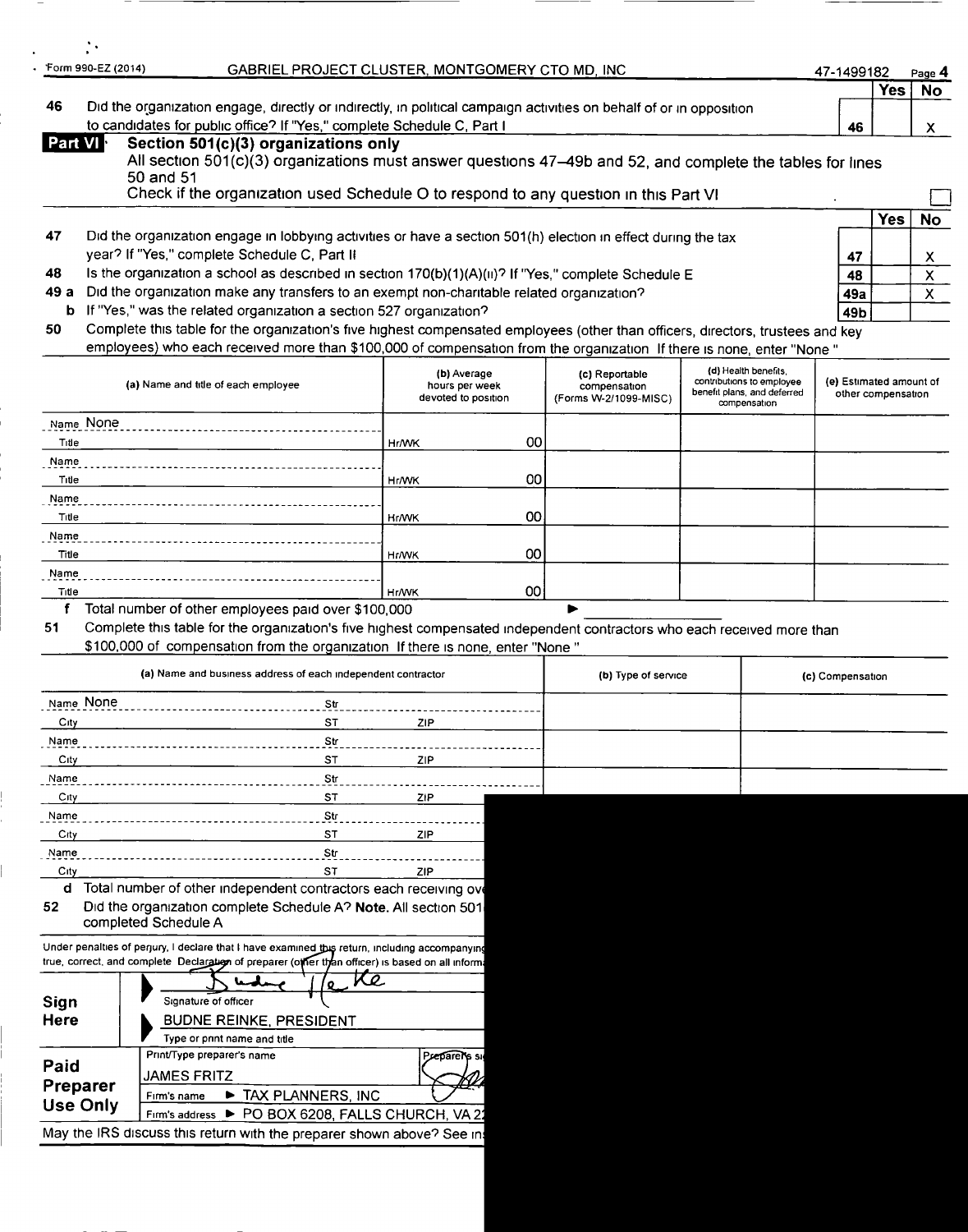Form 990-EZ (2014) GABRIEL PROJECT CLUSTER, MONTGOMERY CTO MD, INC 47-1499182 Page 4

| | | | Yes | No |
|---|---|---|---|---|
| 46 | Did the organization engage, directly or indirectly, in political campaign activities on behalf of or in opposition to candidates for public office? If "Yes," complete Schedule C, Part I | 46 | | X |

**Part VI** **Section 501(c)(3) organizations only**

All section 501(c)(3) organizations must answer questions 47–49b and 52, and complete the tables for lines 50 and 51

Check if the organization used Schedule O to respond to any question in this Part VI ☐

| | | | Yes | No |
|---|---|---|---|---|
| 47 | Did the organization engage in lobbying activities or have a section 501(h) election in effect during the tax year? If "Yes," complete Schedule C, Part II | 47 | | X |
| 48 | Is the organization a school as described in section 170(b)(1)(A)(ii)? If "Yes," complete Schedule E | 48 | | X |
| 49 a | Did the organization make any transfers to an exempt non-charitable related organization? | 49a | | X |
| b | If "Yes," was the related organization a section 527 organization? | 49b | | |

**50** Complete this table for the organization's five highest compensated employees (other than officers, directors, trustees and key employees) who each received more than $100,000 of compensation from the organization If there is none, enter "None "

| (a) Name and title of each employee | (b) Average hours per week devoted to position | (c) Reportable compensation (Forms W-2/1099-MISC) | (d) Health benefits, contributions to employee benefit plans, and deferred compensation | (e) Estimated amount of other compensation |
|---|---|---|---|---|
| Name None<br>Title | Hr/WK 00 | | | |
| Name<br>Title | Hr/WK 00 | | | |
| Name<br>Title | Hr/WK 00 | | | |
| Name<br>Title | Hr/WK 00 | | | |
| Name<br>Title | Hr/WK 00 | | | |

**f** Total number of other employees paid over $100,000 ▶

**51** Complete this table for the organization's five highest compensated independent contractors who each received more than $100,000 of compensation from the organization If there is none, enter "None "

| (a) Name and business address of each independent contractor | (b) Type of service | (c) Compensation |
|---|---|---|
| Name None Str<br>City ST ZIP | | |
| Name Str<br>City ST ZIP | | |
| Name Str<br>City ST ZIP | | |
| Name Str<br>City ST ZIP | | |
| Name Str<br>City ST ZIP | | |

**d** Total number of other independent contractors each receiving ove

**52** Did the organization complete Schedule A? **Note.** All section 501 completed Schedule A

Under penalties of perjury, I declare that I have examined this return, including accompanying true, correct, and complete Declaration of preparer (other than officer) is based on all inform

**Sign Here**

Signature of officer

BUDNE REINKE, PRESIDENT

Type or print name and title

**Paid Preparer Use Only**

Print/Type preparer's name: JAMES FRITZ

Preparer's si

Firm's name ▶ TAX PLANNERS, INC

Firm's address ▶ PO BOX 6208, FALLS CHURCH, VA 2

May the IRS discuss this return with the preparer shown above? See in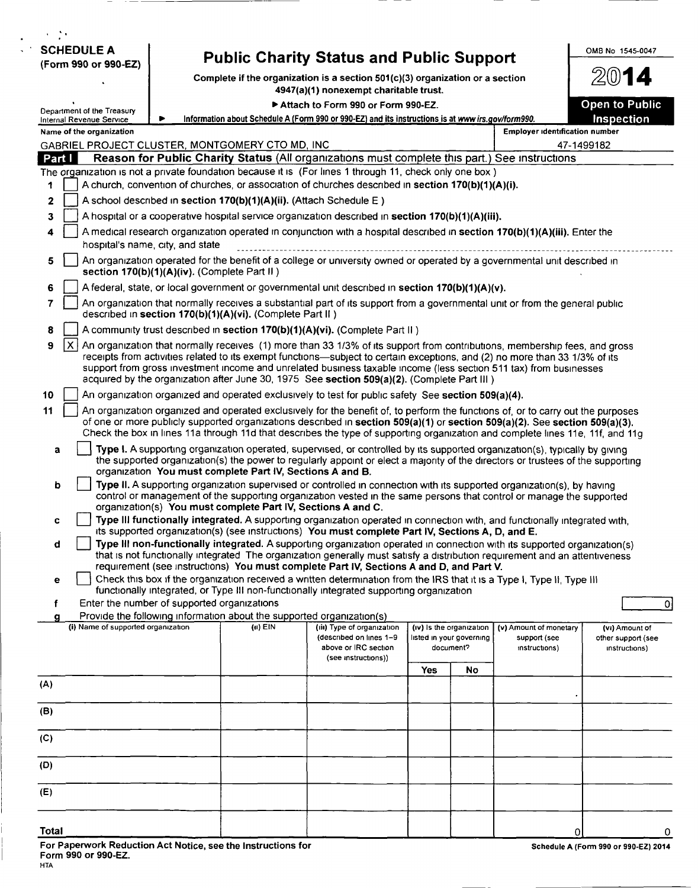**SCHEDULE A**
**(Form 990 or 990-EZ)**

# Public Charity Status and Public Support

**Complete if the organization is a section 501(c)(3) organization or a section 4947(a)(1) nonexempt charitable trust.**

▶ Attach to Form 990 or Form 990-EZ.

Department of the Treasury
Internal Revenue Service

▶ Information about Schedule A (Form 990 or 990-EZ) and its instructions is at www.irs.gov/form990.

OMB No 1545-0047

**2014**

**Open to Public Inspection**

Name of the organization: GABRIEL PROJECT CLUSTER, MONTGOMERY CTO MD, INC

Employer identification number: 47-1499182

## Part I Reason for Public Charity Status (All organizations must complete this part.) See instructions

The organization is not a private foundation because it is (For lines 1 through 11, check only one box )

1 [ ] A church, convention of churches, or association of churches described in **section 170(b)(1)(A)(i).**

2 [ ] A school described in **section 170(b)(1)(A)(ii).** (Attach Schedule E )

3 [ ] A hospital or a cooperative hospital service organization described in **section 170(b)(1)(A)(iii).**

4 [ ] A medical research organization operated in conjunction with a hospital described in **section 170(b)(1)(A)(iii).** Enter the hospital's name, city, and state

5 [ ] An organization operated for the benefit of a college or university owned or operated by a governmental unit described in **section 170(b)(1)(A)(iv).** (Complete Part II )

6 [ ] A federal, state, or local government or governmental unit described in **section 170(b)(1)(A)(v).**

7 [ ] An organization that normally receives a substantial part of its support from a governmental unit or from the general public described in **section 170(b)(1)(A)(vi).** (Complete Part II )

8 [ ] A community trust described in **section 170(b)(1)(A)(vi).** (Complete Part II )

9 [X] An organization that normally receives (1) more than 33 1/3% of its support from contributions, membership fees, and gross receipts from activities related to its exempt functions—subject to certain exceptions, and (2) no more than 33 1/3% of its support from gross investment income and unrelated business taxable income (less section 511 tax) from businesses acquired by the organization after June 30, 1975 See **section 509(a)(2).** (Complete Part III )

10 [ ] An organization organized and operated exclusively to test for public safety See **section 509(a)(4).**

11 [ ] An organization organized and operated exclusively for the benefit of, to perform the functions of, or to carry out the purposes of one or more publicly supported organizations described in **section 509(a)(1)** or **section 509(a)(2).** See **section 509(a)(3).** Check the box in lines 11a through 11d that describes the type of supporting organization and complete lines 11e, 11f, and 11g

a [ ] **Type I.** A supporting organization operated, supervised, or controlled by its supported organization(s), typically by giving the supported organization(s) the power to regularly appoint or elect a majority of the directors or trustees of the supporting organization **You must complete Part IV, Sections A and B.**

b [ ] **Type II.** A supporting organization supervised or controlled in connection with its supported organization(s), by having control or management of the supporting organization vested in the same persons that control or manage the supported organization(s) **You must complete Part IV, Sections A and C.**

c [ ] **Type III functionally integrated.** A supporting organization operated in connection with, and functionally integrated with, its supported organization(s) (see instructions) **You must complete Part IV, Sections A, D, and E.**

d [ ] **Type III non-functionally integrated.** A supporting organization operated in connection with its supported organization(s) that is not functionally integrated The organization generally must satisfy a distribution requirement and an attentiveness requirement (see instructions) **You must complete Part IV, Sections A and D, and Part V.**

e [ ] Check this box if the organization received a written determination from the IRS that it is a Type I, Type II, Type III functionally integrated, or Type III non-functionally integrated supporting organization

f Enter the number of supported organizations: 0

g Provide the following information about the supported organization(s)

| (i) Name of supported organization | (ii) EIN | (iii) Type of organization (described on lines 1–9 above or IRC section (see instructions)) | (iv) Is the organization listed in your governing document? Yes | No | (v) Amount of monetary support (see instructions) | (vi) Amount of other support (see instructions) |
|---|---|---|---|---|---|---|
| (A) | | | | | | |
| (B) | | | | | | |
| (C) | | | | | | |
| (D) | | | | | | |
| (E) | | | | | | |
| Total | | | | | 0 | 0 |

For Paperwork Reduction Act Notice, see the Instructions for Form 990 or 990-EZ.
HTA

Schedule A (Form 990 or 990-EZ) 2014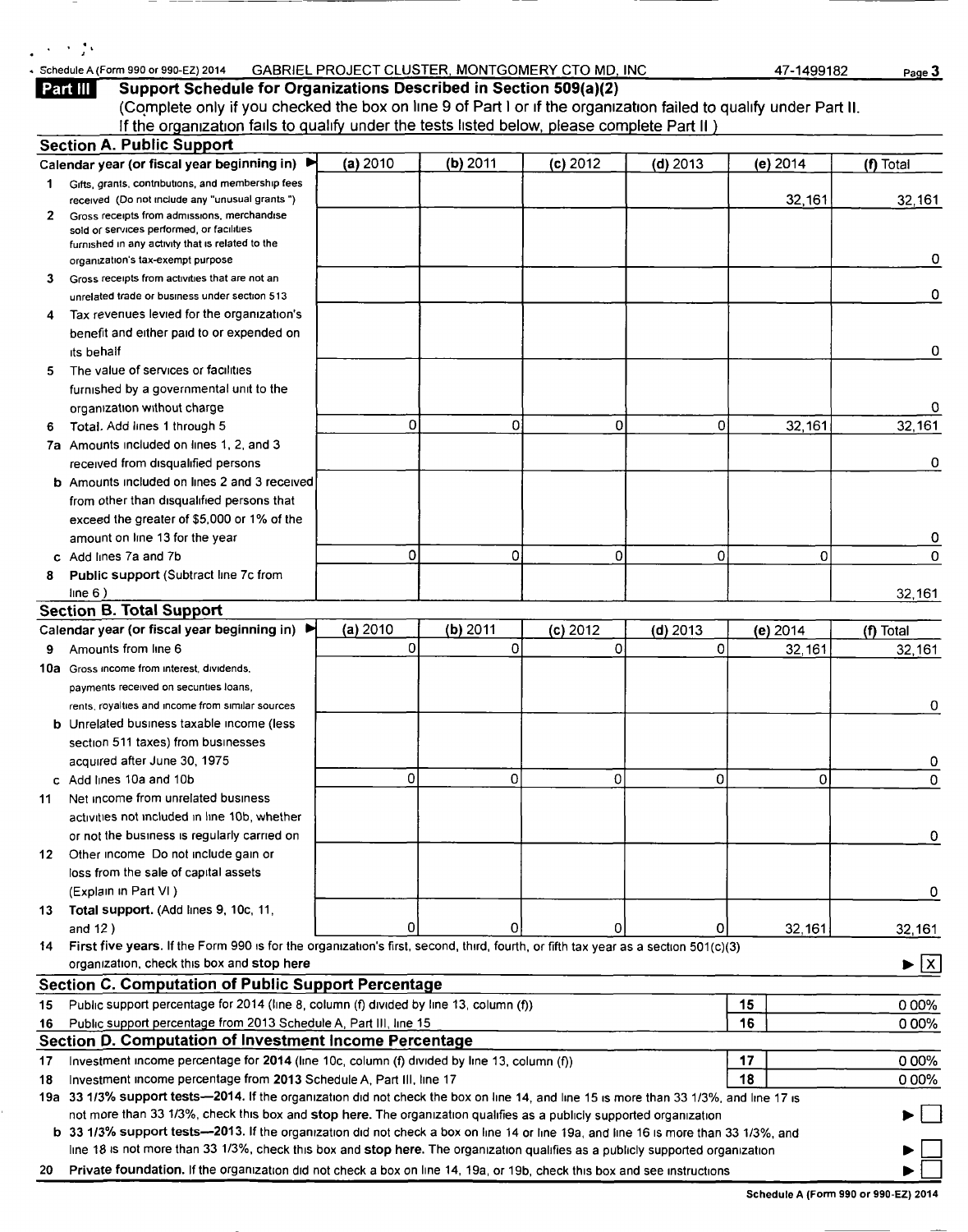Schedule A (Form 990 or 990-EZ) 2014 GABRIEL PROJECT CLUSTER, MONTGOMERY CTO MD, INC 47-1499182 Page **3**

**Part III** **Support Schedule for Organizations Described in Section 509(a)(2)**

(Complete only if you checked the box on line 9 of Part I or if the organization failed to qualify under Part II. If the organization fails to qualify under the tests listed below, please complete Part II.)

**Section A. Public Support**

| Calendar year (or fiscal year beginning in) ► | (a) 2010 | (b) 2011 | (c) 2012 | (d) 2013 | (e) 2014 | (f) Total |
|---|---|---|---|---|---|---|
| 1 Gifts, grants, contributions, and membership fees received (Do not include any "unusual grants.") | | | | | 32,161 | 32,161 |
| 2 Gross receipts from admissions, merchandise sold or services performed, or facilities furnished in any activity that is related to the organization's tax-exempt purpose | | | | | | 0 |
| 3 Gross receipts from activities that are not an unrelated trade or business under section 513 | | | | | | 0 |
| 4 Tax revenues levied for the organization's benefit and either paid to or expended on its behalf | | | | | | 0 |
| 5 The value of services or facilities furnished by a governmental unit to the organization without charge | | | | | | 0 |
| 6 **Total.** Add lines 1 through 5 | 0 | 0 | 0 | 0 | 32,161 | 32,161 |
| 7a Amounts included on lines 1, 2, and 3 received from disqualified persons | | | | | | 0 |
| b Amounts included on lines 2 and 3 received from other than disqualified persons that exceed the greater of $5,000 or 1% of the amount on line 13 for the year | | | | | | 0 |
| c Add lines 7a and 7b | 0 | 0 | 0 | 0 | 0 | 0 |
| 8 **Public support** (Subtract line 7c from line 6.) | | | | | | 32,161 |

**Section B. Total Support**

| Calendar year (or fiscal year beginning in) ► | (a) 2010 | (b) 2011 | (c) 2012 | (d) 2013 | (e) 2014 | (f) Total |
|---|---|---|---|---|---|---|
| 9 Amounts from line 6 | 0 | 0 | 0 | 0 | 32,161 | 32,161 |
| 10a Gross income from interest, dividends, payments received on securities loans, rents, royalties and income from similar sources | | | | | | 0 |
| b Unrelated business taxable income (less section 511 taxes) from businesses acquired after June 30, 1975 | | | | | | 0 |
| c Add lines 10a and 10b | 0 | 0 | 0 | 0 | 0 | 0 |
| 11 Net income from unrelated business activities not included in line 10b, whether or not the business is regularly carried on | | | | | | 0 |
| 12 Other income Do not include gain or loss from the sale of capital assets (Explain in Part VI.) | | | | | | 0 |
| 13 **Total support.** (Add lines 9, 10c, 11, and 12.) | 0 | 0 | 0 | 0 | 32,161 | 32,161 |

14 **First five years.** If the Form 990 is for the organization's first, second, third, fourth, or fifth tax year as a section 501(c)(3) organization, check this box and **stop here** ► [X]

**Section C. Computation of Public Support Percentage**

| | | | |
|---|---|---|---|
| 15 | Public support percentage for 2014 (line 8, column (f) divided by line 13, column (f)) | 15 | 0.00% |
| 16 | Public support percentage from 2013 Schedule A, Part III, line 15 | 16 | 0.00% |

**Section D. Computation of Investment Income Percentage**

| | | | |
|---|---|---|---|
| 17 | Investment income percentage for **2014** (line 10c, column (f) divided by line 13, column (f)) | 17 | 0.00% |
| 18 | Investment income percentage from **2013** Schedule A, Part III, line 17 | 18 | 0.00% |

19a **33 1/3% support tests—2014.** If the organization did not check the box on line 14, and line 15 is more than 33 1/3%, and line 17 is not more than 33 1/3%, check this box and **stop here.** The organization qualifies as a publicly supported organization ► [ ]

b **33 1/3% support tests—2013.** If the organization did not check a box on line 14 or line 19a, and line 16 is more than 33 1/3%, and line 18 is not more than 33 1/3%, check this box and **stop here.** The organization qualifies as a publicly supported organization ► [ ]

20 **Private foundation.** If the organization did not check a box on line 14, 19a, or 19b, check this box and see instructions ► [ ]

**Schedule A (Form 990 or 990-EZ) 2014**